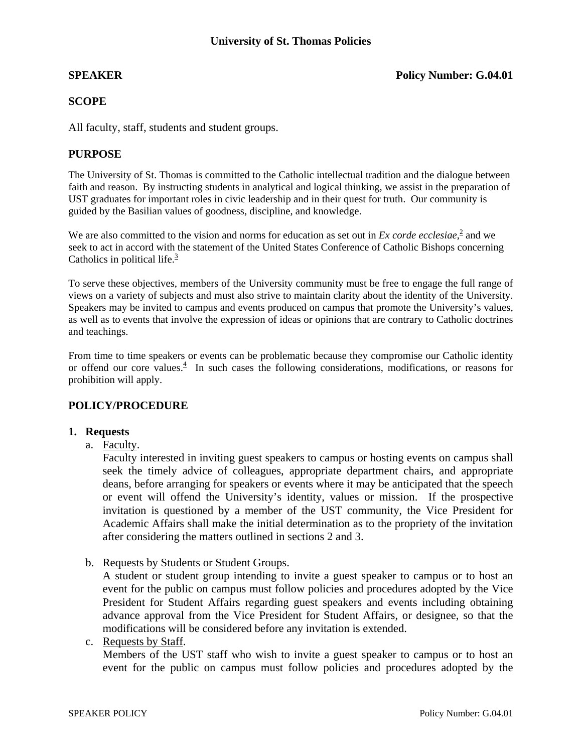# University of St. Thomas Policies

**SPEAKER** **Policy Number: G.04.01**

## SCOPE

All faculty, staff, students and student groups.

## PURPOSE

The University of St. Thomas is committed to the Catholic intellectual tradition and the dialogue between faith and reason. By instructing students in analytical and logical thinking, we assist in the preparation of UST graduates for important roles in civic leadership and in their quest for truth. Our community is guided by the Basilian values of goodness, discipline, and knowledge.

We are also committed to the vision and norms for education as set out in *Ex corde ecclesiae*,[2] and we seek to act in accord with the statement of the United States Conference of Catholic Bishops concerning Catholics in political life.[3]

To serve these objectives, members of the University community must be free to engage the full range of views on a variety of subjects and must also strive to maintain clarity about the identity of the University. Speakers may be invited to campus and events produced on campus that promote the University's values, as well as to events that involve the expression of ideas or opinions that are contrary to Catholic doctrines and teachings.

From time to time speakers or events can be problematic because they compromise our Catholic identity or offend our core values.[4] In such cases the following considerations, modifications, or reasons for prohibition will apply.

## POLICY/PROCEDURE

1. **Requests**
   a. Faculty.
      Faculty interested in inviting guest speakers to campus or hosting events on campus shall seek the timely advice of colleagues, appropriate department chairs, and appropriate deans, before arranging for speakers or events where it may be anticipated that the speech or event will offend the University's identity, values or mission. If the prospective invitation is questioned by a member of the UST community, the Vice President for Academic Affairs shall make the initial determination as to the propriety of the invitation after considering the matters outlined in sections 2 and 3.

   b. Requests by Students or Student Groups.
      A student or student group intending to invite a guest speaker to campus or to host an event for the public on campus must follow policies and procedures adopted by the Vice President for Student Affairs regarding guest speakers and events including obtaining advance approval from the Vice President for Student Affairs, or designee, so that the modifications will be considered before any invitation is extended.

   c. Requests by Staff.
      Members of the UST staff who wish to invite a guest speaker to campus or to host an event for the public on campus must follow policies and procedures adopted by the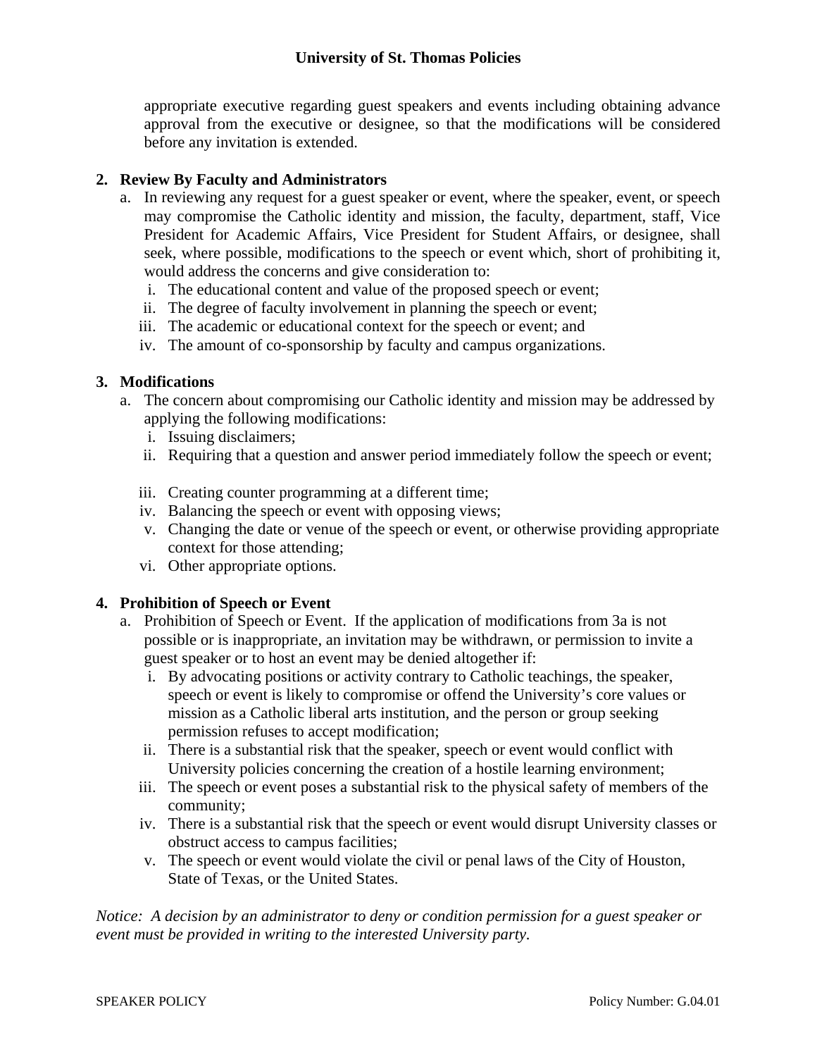appropriate executive regarding guest speakers and events including obtaining advance approval from the executive or designee, so that the modifications will be considered before any invitation is extended.

2. **Review By Faculty and Administrators**
   a. In reviewing any request for a guest speaker or event, where the speaker, event, or speech may compromise the Catholic identity and mission, the faculty, department, staff, Vice President for Academic Affairs, Vice President for Student Affairs, or designee, shall seek, where possible, modifications to the speech or event which, short of prohibiting it, would address the concerns and give consideration to:
      i. The educational content and value of the proposed speech or event;
      ii. The degree of faculty involvement in planning the speech or event;
      iii. The academic or educational context for the speech or event; and
      iv. The amount of co-sponsorship by faculty and campus organizations.

3. **Modifications**
   a. The concern about compromising our Catholic identity and mission may be addressed by applying the following modifications:
      i. Issuing disclaimers;
      ii. Requiring that a question and answer period immediately follow the speech or event;
      iii. Creating counter programming at a different time;
      iv. Balancing the speech or event with opposing views;
      v. Changing the date or venue of the speech or event, or otherwise providing appropriate context for those attending;
      vi. Other appropriate options.

4. **Prohibition of Speech or Event**
   a. Prohibition of Speech or Event. If the application of modifications from 3a is not possible or is inappropriate, an invitation may be withdrawn, or permission to invite a guest speaker or to host an event may be denied altogether if:
      i. By advocating positions or activity contrary to Catholic teachings, the speaker, speech or event is likely to compromise or offend the University's core values or mission as a Catholic liberal arts institution, and the person or group seeking permission refuses to accept modification;
      ii. There is a substantial risk that the speaker, speech or event would conflict with University policies concerning the creation of a hostile learning environment;
      iii. The speech or event poses a substantial risk to the physical safety of members of the community;
      iv. There is a substantial risk that the speech or event would disrupt University classes or obstruct access to campus facilities;
      v. The speech or event would violate the civil or penal laws of the City of Houston, State of Texas, or the United States.

*Notice: A decision by an administrator to deny or condition permission for a guest speaker or event must be provided in writing to the interested University party.*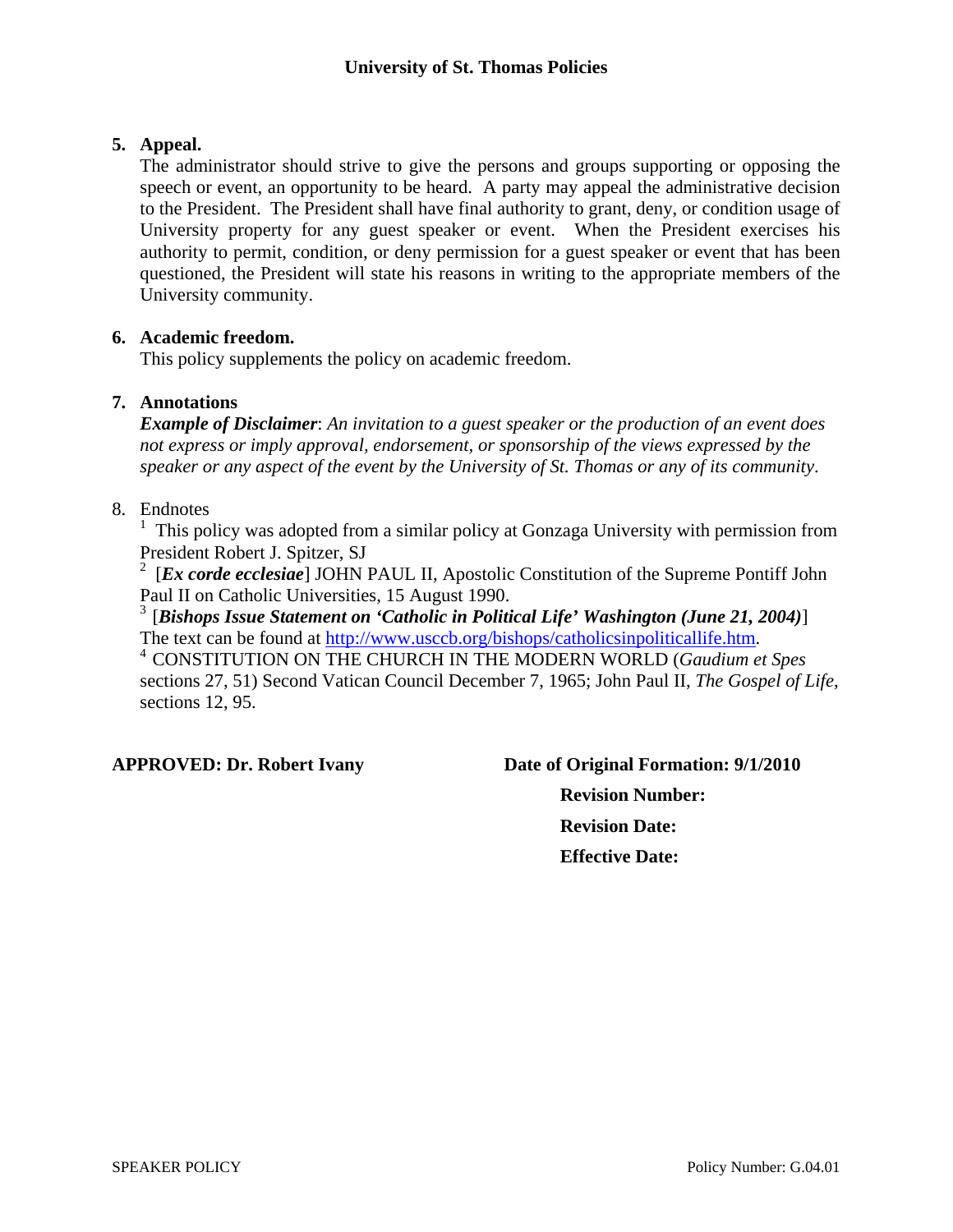**5. Appeal.**

The administrator should strive to give the persons and groups supporting or opposing the speech or event, an opportunity to be heard. A party may appeal the administrative decision to the President. The President shall have final authority to grant, deny, or condition usage of University property for any guest speaker or event. When the President exercises his authority to permit, condition, or deny permission for a guest speaker or event that has been questioned, the President will state his reasons in writing to the appropriate members of the University community.

**6. Academic freedom.**

This policy supplements the policy on academic freedom.

**7. Annotations**

***Example of Disclaimer***: *An invitation to a guest speaker or the production of an event does not express or imply approval, endorsement, or sponsorship of the views expressed by the speaker or any aspect of the event by the University of St. Thomas or any of its community*.

8. Endnotes

[1] This policy was adopted from a similar policy at Gonzaga University with permission from President Robert J. Spitzer, SJ

[2] [***Ex corde ecclesiae***] JOHN PAUL II, Apostolic Constitution of the Supreme Pontiff John Paul II on Catholic Universities, 15 August 1990.

[3] [***Bishops Issue Statement on 'Catholic in Political Life' Washington (June 21, 2004)***] The text can be found at http://www.usccb.org/bishops/catholicsinpoliticallife.htm.

[4] CONSTITUTION ON THE CHURCH IN THE MODERN WORLD (*Gaudium et Spes* sections 27, 51) Second Vatican Council December 7, 1965; John Paul II, *The Gospel of Life*, sections 12, 95.

**APPROVED: Dr. Robert Ivany**

**Date of Original Formation: 9/1/2010**

**Revision Number:**

**Revision Date:**

**Effective Date:**